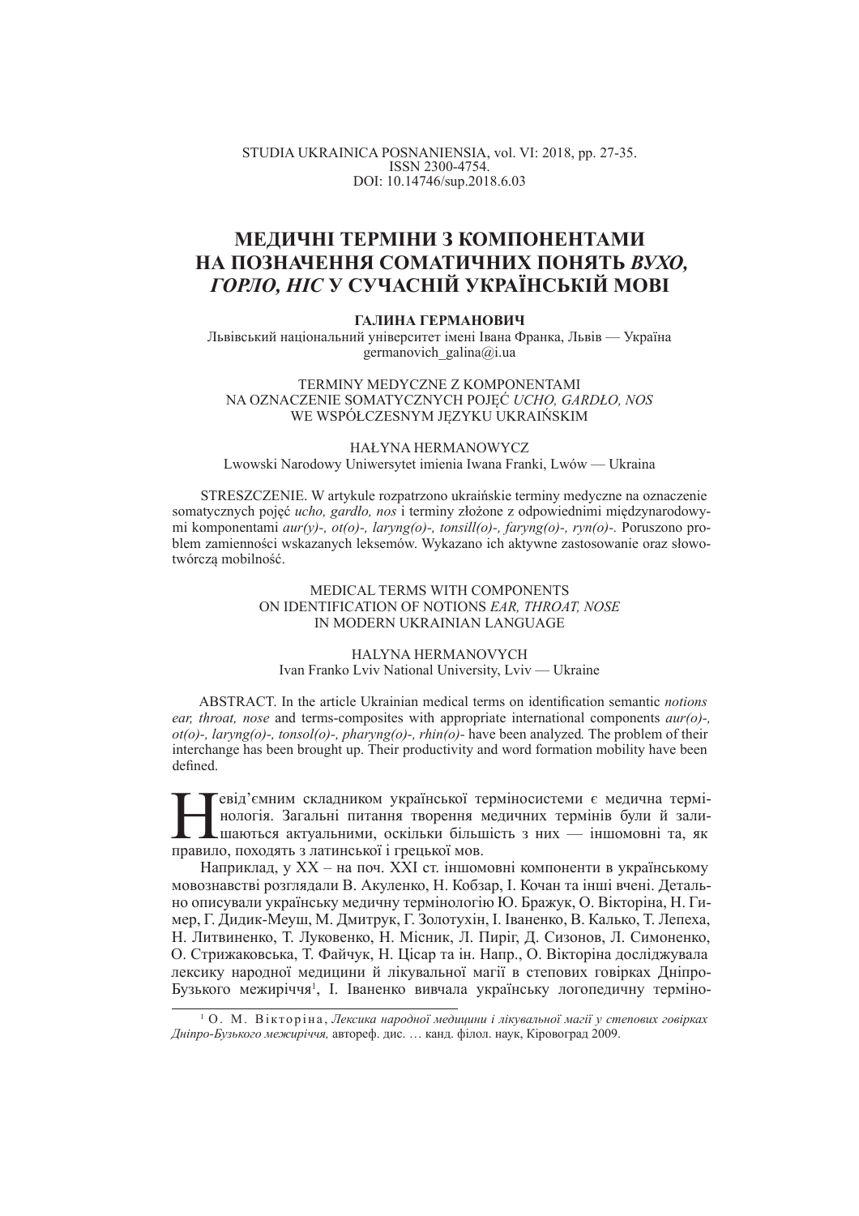STUDIA UKRAINICA POSNANIENSIA, vol. VI: 2018, pp. 27-35.
ISSN 2300-4754.
DOI: 10.14746/sup.2018.6.03

# МЕДИЧНІ ТЕРМІНИ З КОМПОНЕНТАМИ НА ПОЗНАЧЕННЯ СОМАТИЧНИХ ПОНЯТЬ *ВУХО, ГОРЛО, НІС* У СУЧАСНІЙ УКРАЇНСЬКІЙ МОВІ

**ГАЛИНА ГЕРМАНОВИЧ**
Львівський національний університет імені Івана Франка, Львів — Україна
germanovich_galina@i.ua

TERMINY MEDYCZNE Z KOMPONENTAMI
NA OZNACZENIE SOMATYCZNYCH POJĘĆ *UCHO, GARDŁO, NOS*
WE WSPÓŁCZESNYM JĘZYKU UKRAIŃSKIM

HAŁYNA HERMANOWYCZ
Lwowski Narodowy Uniwersytet imienia Iwana Franki, Lwów — Ukraina

STRESZCZENIE. W artykule rozpatrzono ukraińskie terminy medyczne na oznaczenie somatycznych pojęć *ucho, gardło, nos* i terminy złożone z odpowiednimi międzynarodowymi komponentami *aur(y)-, ot(o)-, laryng(o)-, tonsill(o)-, faryng(o)-, ryn(o)-.* Poruszono problem zamienności wskazanych leksemów. Wykazano ich aktywne zastosowanie oraz słowotwórczą mobilność.

MEDICAL TERMS WITH COMPONENTS
ON IDENTIFICATION OF NOTIONS *EAR, THROAT, NOSE*
IN MODERN UKRAINIAN LANGUAGE

HALYNA HERMANOVYCH
Ivan Franko Lviv National University, Lviv — Ukraine

ABSTRACT. In the article Ukrainian medical terms on identification semantic *notions ear, throat, nose* and terms-composites with appropriate international components *aur(o)-, ot(o)-, laryng(o)-, tonsol(o)-, pharyng(o)-, rhin(o)-* have been analyzed*.* The problem of their interchange has been brought up. Their productivity and word formation mobility have been defined.

Невід'ємним складником української терміносистеми є медична термінологія. Загальні питання творення медичних термінів були й залишаються актуальними, оскільки більшість з них — іншомовні та, як правило, походять з латинської і грецької мов.

Наприклад, у XX – на поч. XXI ст. іншомовні компоненти в українському мовознавстві розглядали В. Акуленко, Н. Кобзар, І. Кочан та інші вчені. Детально описували українську медичну термінологію Ю. Бражук, О. Вікторіна, Н. Гимер, Г. Дидик-Меуш, М. Дмитрук, Г. Золотухін, І. Іваненко, В. Калько, Т. Лепеха, Н. Литвиненко, Т. Луковенко, Н. Місник, Л. Пиріг, Д. Сизонов, Л. Симоненко, О. Стрижаковська, Т. Файчук, Н. Цісар та ін. Напр., О. Вікторіна досліджувала лексику народної медицини й лікувальної магії в степових говірках Дніпро-Бузького межиріччя[1], І. Іваненко вивчала українську логопедичну терміно-

---

[1] О. М. Вікторіна, *Лексика народної медицини і лікувальної магії у степових говірках Дніпро-Бузького межиріччя,* автореф. дис. … канд. філол. наук, Кіровоград 2009.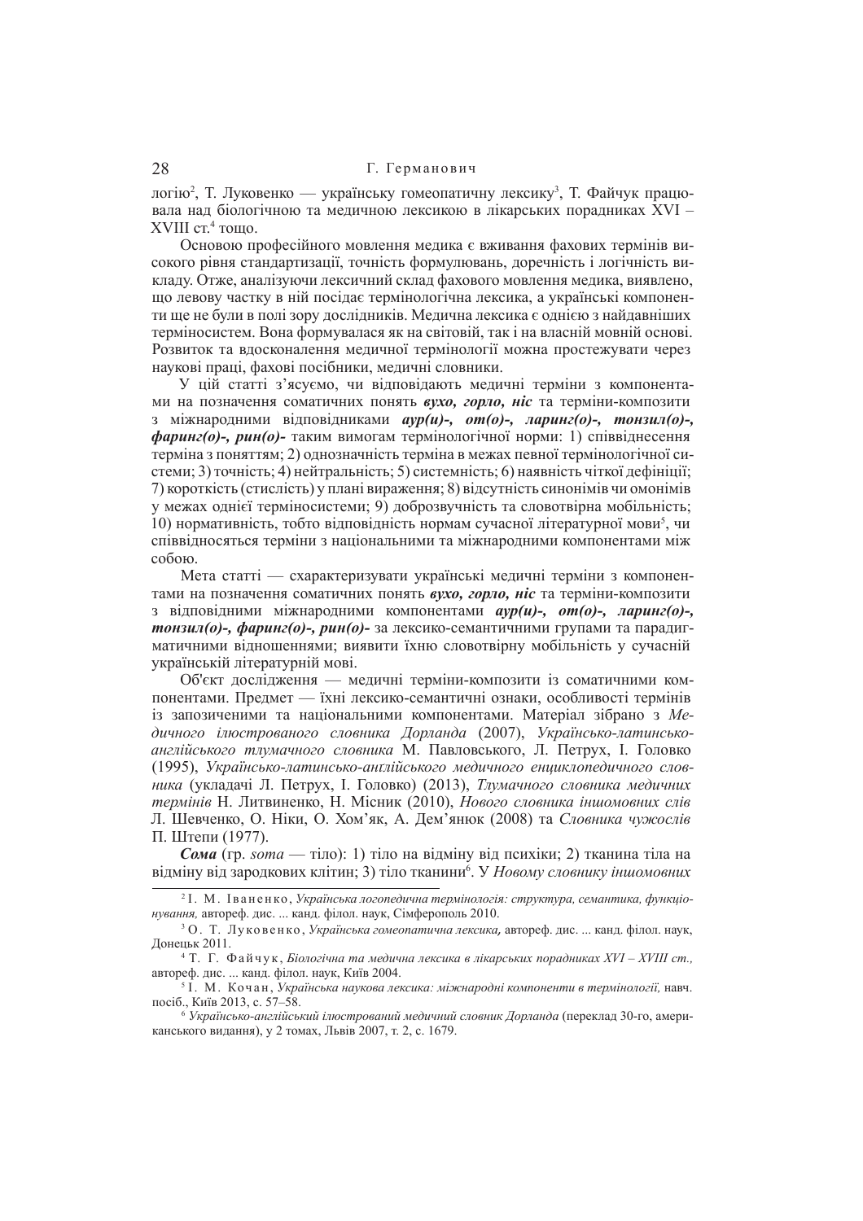логію[2], Т. Луковенко — українську гомеопатичну лексику[3], Т. Файчук працювала над біологічною та медичною лексикою в лікарських порадниках XVI – XVIII ст.[4] тощо.

Основою професійного мовлення медика є вживання фахових термінів високого рівня стандартизації, точність формулювань, доречність і логічність викладу. Отже, аналізуючи лексичний склад фахового мовлення медика, виявлено, що левову частку в ній посідає термінологічна лексика, а українські компоненти ще не були в полі зору дослідників. Медична лексика є однією з найдавніших терміносистем. Вона формувалася як на світовій, так і на власній мовній основі. Розвиток та вдосконалення медичної термінології можна простежувати через наукові праці, фахові посібники, медичні словники.

У цій статті з'ясуємо, чи відповідають медичні терміни з компонентами на позначення соматичних понять ***вухо, горло, ніс*** та терміни-композити з міжнародними відповідниками ***аур(и)-, от(о)-, ларинг(о)-, тонзил(о)-, фаринг(о)-, рин(о)-*** таким вимогам термінологічної норми: 1) співвіднесення терміна з поняттям; 2) однозначність терміна в межах певної термінологічної системи; 3) точність; 4) нейтральність; 5) системність; 6) наявність чіткої дефініції; 7) короткість (стислість) у плані вираження; 8) відсутність синонімів чи омонімів у межах однієї терміносистеми; 9) доброзвучність та словотвірна мобільність; 10) нормативність, тобто відповідність нормам сучасної літературної мови[5], чи співвідносяться терміни з національними та міжнародними компонентами між собою.

Мета статті — схарактеризувати українські медичні терміни з компонентами на позначення соматичних понять ***вухо, горло, ніс*** та терміни-композити з відповідними міжнародними компонентами ***аур(и)-, от(о)-, ларинг(о)-, тонзил(о)-, фаринг(о)-, рин(о)-*** за лексико-семантичними групами та парадигматичними відношеннями; виявити їхню словотвірну мобільність у сучасній українській літературній мові.

Об'єкт дослідження — медичні терміни-композити із соматичними компонентами. Предмет — їхні лексико-семантичні ознаки, особливості термінів із запозиченими та національними компонентами. Матеріал зібрано з *Медичного ілюстрованого словника Дорланда* (2007), *Українсько-латинсько-англійського тлумачного словника* М. Павловського, Л. Петрух, І. Головко (1995), *Українсько-латинсько-англійського медичного енциклопедичного словника* (укладачі Л. Петрух, І. Головко) (2013), *Тлумачного словника медичних термінів* Н. Литвиненко, Н. Місник (2010), *Нового словника іншомовних слів* Л. Шевченко, О. Ніки, О. Хом'як, А. Дем'янюк (2008) та *Словника чужослів* П. Штепи (1977).

***Сома*** (гр. *soma* — тіло): 1) тіло на відміну від психіки; 2) тканина тіла на відміну від зародкових клітин; 3) тіло тканини[6]. У *Новому словнику іншомовних*

---

[2] І. М. Іваненко, *Українська логопедична термінологія: структура, семантика, функціонування,* автореф. дис. ... канд. філол. наук, Сімферополь 2010.

[3] О. Т. Луковенко, *Українська гомеопатична лексика,* автореф. дис. ... канд. філол. наук, Донецьк 2011.

[4] Т. Г. Файчук, *Біологічна та медична лексика в лікарських порадниках XVI – XVIII ст.,* автореф. дис. ... канд. філол. наук, Київ 2004.

[5] І. М. Кочан, *Українська наукова лексика: міжнародні компоненти в термінології,* навч. посіб., Київ 2013, с. 57–58.

[6] *Українсько-англійський ілюстрований медичний словник Дорланда* (переклад 30-го, американського видання), у 2 томах, Львів 2007, т. 2, с. 1679.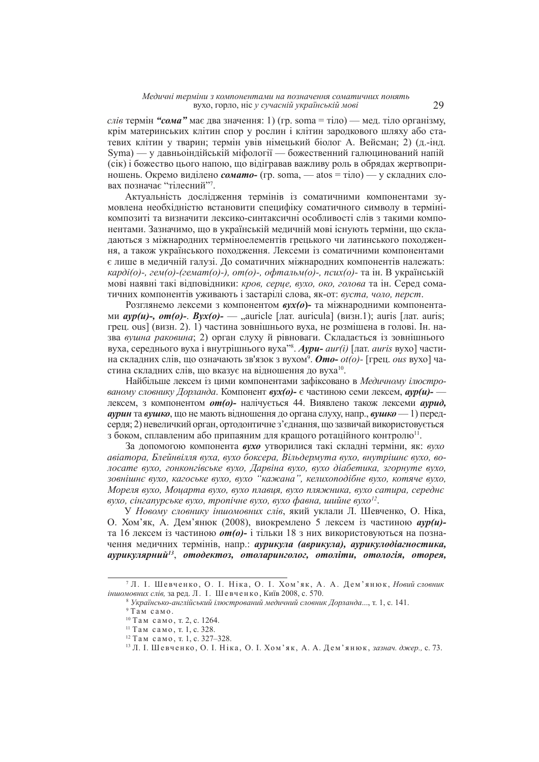*слів* термін ***"сома"*** має два значення: 1) (гр. soma = тіло) — мед. тіло організму, крім материнських клітин спор у рослин і клітин зародкового шляху або статевих клітин у тварин; термін увів німецький біолог А. Вейсман; 2) (д.-інд. Syma) — у давньоіндійській міфології — божественний галюцинований напій (сік) і божество цього напою, що відігравав важливу роль в обрядах жертвоприношень. Окремо виділено ***сомато-*** (гр. soma, — atos = тіло) — у складних словах позначає "тілесний"[7].

Актуальність дослідження термінів із соматичними компонентами зумовлена необхідністю встановити специфіку соматичного символу в терміні-композиті та визначити лексико-синтаксичні особливості слів з такими компонентами. Зазначимо, що в українській медичній мові існують терміни, що складаються з міжнародних терміноелементів грецького чи латинського походження, а також українського походження. Лексеми із соматичними компонентами є лише в медичній галузі. До соматичних міжнародних компонентів належать: *карді(о)-, гем(о)-(гемат(о)-), от(о)-, офтальм(о)-, псих(о)-* та ін. В українській мові наявні такі відповідники: *кров, серце, вухо, око, голова* та ін. Серед соматичних компонентів уживають і застарілі слова, як-от: *вуста, чоло, перст*.

Розглянемо лексеми з компонентом ***вух(о)-*** та міжнародними компонентами ***аур(и)-, от(о)-***. ***Вух(о)-*** — „auricle [лат. auricula] (визн.1); auris [лат. auris; грец. ous] (визн. 2). 1) частина зовнішнього вуха, не розмішена в голові. Ін. назва *вушна раковина*; 2) орган слуху й рівноваги. Складається із зовнішнього вуха, середнього вуха і внутрішнього вуха"[8]. ***Аури-*** *aur(i)* [лат. *auris* вухо] частина складних слів, що означають зв'язок з вухом[9]. ***Ото-*** *ot(o)-* [грец. *ous* вухо] частина складних слів, що вказує на відношення до вуха[10].

Найбільше лексем із цими компонентами зафіксовано в *Медичному ілюстрованому словнику Дорланда*. Компонент ***вух(о)-*** є частиною семи лексем, ***аур(и)-*** — лексем, з компонентом ***от(о)-*** налічується 44. Виявлено також лексеми ***аурид, аурин*** та ***вушко***, що не мають відношення до органа слуху, напр., ***вушко*** — 1) передсердя; 2) невеличкий орган, ортодонтичне з'єднання, що зазвичай використовується з боком, сплавленим або припаяним для кращого ротаційного контролю[11].

За допомогою компонента ***вухо*** утворилися такі складні терміни, як: *вухо авіатора, Блейнвілля вухо, вухо боксера, Вільдермута вухо, внутрішнє вухо, волосате вухо, гонконгівське вухо, Дарвіна вухо, вухо діабетика, згорнуте вухо, зовнішнє вухо, кагоське вухо, вухо "кажана", келихоподібне вухо, котяче вухо, Мореля вухо, Моцарта вухо, вухо плавця, вухо пляжника, вухо сатира, середнє вухо, сінгапурське вухо, тропічне вухо, вухо фавна, шийне вухо*[12].

У *Новому словнику іншомовних слів*, який уклали Л. Шевченко, О. Ніка, О. Хом'як, А. Дем'янюк (2008), виокремлено 5 лексем із частиною ***аур(и)-*** та 16 лексем із частиною ***от(о)-*** і тільки 18 з них використовуються на позначення медичних термінів, напр.: ***аурикула (аврикула), аурикулодіагностика, аурикулярний***[13], ***отодектоз, отоларинголог, отоліти, отологія, оторея,***

---

[7] Л. І. Шевченко, О. І. Ніка, О. І. Хом'як, А. А. Дем'янюк, *Новий словник іншомовних слів,* за ред. Л. І. Шевченко, Київ 2008, с. 570.

[8] *Українсько-англійський ілюстрований медичний словник Дорланда...*, т. 1, с. 141.

[9] Там само.

[10] Там само, т. 2, с. 1264.

[11] Там само, т. 1, с. 328.

[12] Там само, т. 1, с. 327–328.

[13] Л. І. Шевченко, О. І. Ніка, О. І. Хом'як, А. А. Дем'янюк, *зазнач. джер.,* с. 73.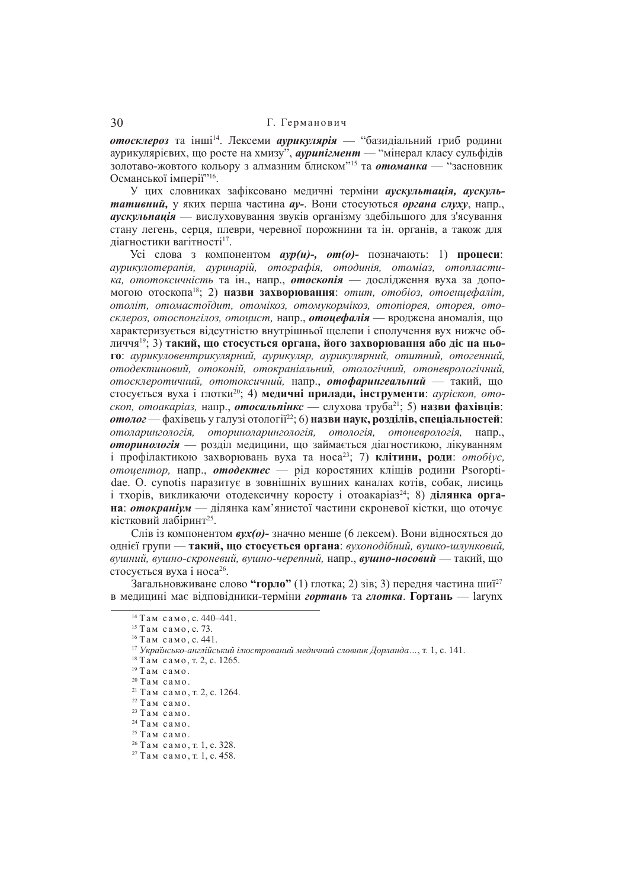***отосклероз*** та інші[14]. Лексеми ***аурикулярія*** — "базидіальний гриб родини аурикулярієвих, що росте на хмизу", ***аурипігмент*** — "мінерал класу сульфідів золотаво-жовтого кольору з алмазним блиском"[15] та ***отоманка*** — "засновник Османської імперії"[16].

У цих словниках зафіксовано медичні терміни ***аускультація, аускультативний,*** у яких перша частина ***ау-***. Вони стосуються ***органа слуху***, напр., ***аускульпація*** — вислуховування звуків організму здебільшого для з'ясування стану легень, серця, плеври, черевної порожнини та ін. органів, а також для діагностики вагітності[17].

Усі слова з компонентом ***аур(и)-, от(о)-*** позначають: 1) **процеси**: *аурикулотерапія, ауринарій, отографія, отодинія, отоміаз, отопластика, ототоксичність* та ін., напр., ***отоскопія*** — дослідження вуха за допомогою отоскопа[18]; 2) **назви захворювання**: *отит, отобіоз, отоенцефаліт, отоліт, отомастоїдит, отомікоз, отомукормікоз, отопіорея, оторея, отосклероз, отоспонгілоз, отоцист,* напр., ***отоцефалія*** — вроджена аномалія, що характеризується відсутністю внутрішньої щелепи і сполучення вух нижче обличчя[19]; 3) **такий, що стосується органа, його захворювання або діє на нього**: *аурикуловентрикулярний, аурикуляр, аурикулярний, отитний, отогенний, отодектиновий, отоконій, отокраніальний, отологічний, отоневрологічний, отосклеротичний, ототоксичний,* напр., ***отофарингеальний*** — такий, що стосується вуха і глотки[20]; 4) **медичні прилади, інструменти**: *аурiскоп, отоскоп, отоакаріаз,* напр., ***отосальпінкс*** — слухова труба[21]; 5) **назви фахівців**: ***отолог*** — фахівець у галузі отології[22]; 6) **назви наук, розділів, спеціальностей**: *отоларингологія, оториноларингологія, отологія, отоневрологія,* напр., ***оторинологія*** — розділ медицини, що займається діагностикою, лікуванням і профілактикою захворювань вуха та носа[23]; 7) **клітини, роди**: *отобіус, отоцентор,* напр., ***отодектес*** — рід коростяних кліщів родини Psoroptidae. O. cynotis паразитує в зовнішніх вушних каналах котів, собак, лисиць і тхорів, викликаючи отодексичну коросту і отоакаріаз[24]; 8) **ділянка органа**: ***отокраніум*** — ділянка кам'янистої частини скроневої кістки, що оточує кістковий лабіринт[25].

Слів із компонентом ***вух(о)-*** значно менше (6 лексем). Вони відносяться до однієї групи — **такий, що стосується органа**: *вухоподібний, вушко-шлунковий, вушний, вушно-скроневий, вушно-черепний,* напр., ***вушно-носовий*** — такий, що стосується вуха і носа[26].

Загальновживане слово **"горло"** (1) глотка; 2) зів; 3) передня частина шиї[27] в медицині має відповідники-терміни ***гортань*** та ***глотка***. **Гортань** — larynx

---

[14] Там само, с. 440–441.
[15] Там само, с. 73.
[16] Там само, с. 441.
[17] *Українсько-англійський ілюстрований медичний словник Дорланда…*, т. 1, с. 141.
[18] Там само, т. 2, с. 1265.
[19] Там само.
[20] Там само.
[21] Там само, т. 2, с. 1264.
[22] Там само.
[23] Там само.
[24] Там само.
[25] Там само.
[26] Там само, т. 1, с. 328.
[27] Там само, т. 1, с. 458.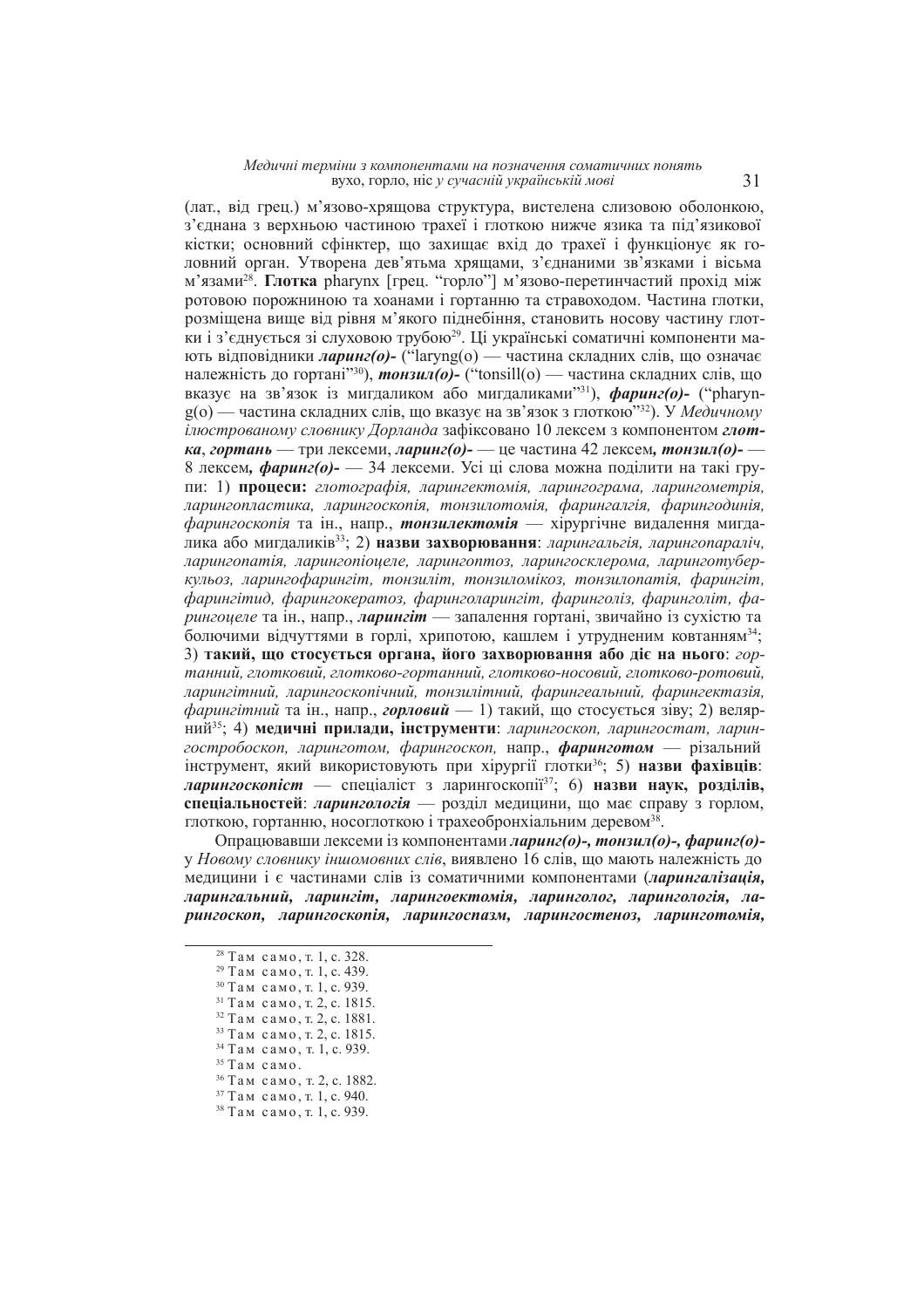(лат., від грец.) м'язово-хрящова структура, вистелена слизовою оболонкою, з'єднана з верхньою частиною трахеї і глоткою нижче язика та під'язикової кістки; основний сфінктер, що захищає вхід до трахеї і функціонує як головний орган. Утворена дев'ятьма хрящами, з'єднаними зв'язками і вісьма м'язами[28]. **Глотка** pharynx [грец. "горло"] м'язово-перетинчастий прохід між ротовою порожниною та хоанами і гортанню та стравоходом. Частина глотки, розміщена вище від рівня м'якого піднебіння, становить носову частину глотки і з'єднується зі слуховою трубою[29]. Ці українські соматичні компоненти мають відповідники ***ларинг(о)-*** ("laryng(o) — частина складних слів, що означає належність до гортані"[30]), ***тонзил(о)-*** ("tonsill(o) — частина складних слів, що вказує на зв'язок із мигдаликом або мигдаликами"[31]), ***фаринг(о)-*** ("pharyng(o) — частина складних слів, що вказує на зв'язок з глоткою"[32]). У *Медичному ілюстрованому словнику Дорланда* зафіксовано 10 лексем з компонентом ***глотка***, ***гортань*** — три лексеми, ***ларинг(о)-*** — це частина 42 лексем***, тонзил(о)-*** — 8 лексем***, фаринг(о)-*** — 34 лексеми. Усі ці слова можна поділити на такі групи: 1) **процеси:** *глотографія, ларингектомія, ларингограма, ларингометрія, ларингопластика, ларингоскопія, тонзилотомія, фарингалгія, фарингодинія, фарингоскопія* та ін., напр., ***тонзилектомія*** — хірургічне видалення мигдалика або мигдаликів[33]; 2) **назви захворювання**: *ларингальгія, ларингопараліч, ларингопатія, ларингопіоцеле, ларингоптоз, ларингосклерома, ларинготуберкульоз, ларингофарингіт, тонзиліт, тонзиломікоз, тонзилопатія, фарингіт, фарингітид, фарингокератоз, фаринголарингіт, фаринголіз, фаринголіт, фарингоцеле* та ін., напр., ***ларингіт*** — запалення гортані, звичайно із сухістю та болючими відчуттями в горлі, хрипотою, кашлем і утрудненим ковтанням[34]; 3) **такий, що стосується органа, його захворювання або діє на нього**: *гортанний, глотковий, глотково-гортанний, глотково-носовий, глотково-ротовий, ларингітний, ларингоскопічний, тонзилітний, фарингеальний, фарингектазія, фарингітний* та ін., напр., ***горловий*** — 1) такий, що стосується зіву; 2) велярний[35]; 4) **медичні прилади, інструменти**: *ларингоскоп, ларингостат, ларингостробоскоп, ларинготом, фарингоскоп,* напр., ***фаринготом*** — різальний інструмент, який використовують при хірургії глотки[36]; 5) **назви фахівців**: ***ларингоскопіст*** — спеціаліст з ларингоскопії[37]; 6) **назви наук, розділів, спеціальностей**: ***ларингологія*** — розділ медицини, що має справу з горлом, глоткою, гортанню, носоглоткою і трахеобронхіальним деревом[38].

Опрацювавши лексеми із компонентами ***ларинг(о)-, тонзил(о)-, фаринг(о)-*** у *Новому словнику іншомовних слів*, виявлено 16 слів, що мають належність до медицини і є частинами слів із соматичними компонентами (***ларингалізація, ларингальний, ларингіт, ларингоектомія, ларинголог, ларингологія, ларингоскоп, ларингоскопія, ларингоспазм, ларингостеноз, ларинготомія,***

---

[28] Там само, т. 1, с. 328.
[29] Там само, т. 1, с. 439.
[30] Там само, т. 1, с. 939.
[31] Там само, т. 2, с. 1815.
[32] Там само, т. 2, с. 1881.
[33] Там само, т. 2, с. 1815.
[34] Там само, т. 1, с. 939.
[35] Там само.
[36] Там само, т. 2, с. 1882.
[37] Там само, т. 1, с. 940.
[38] Там само, т. 1, с. 939.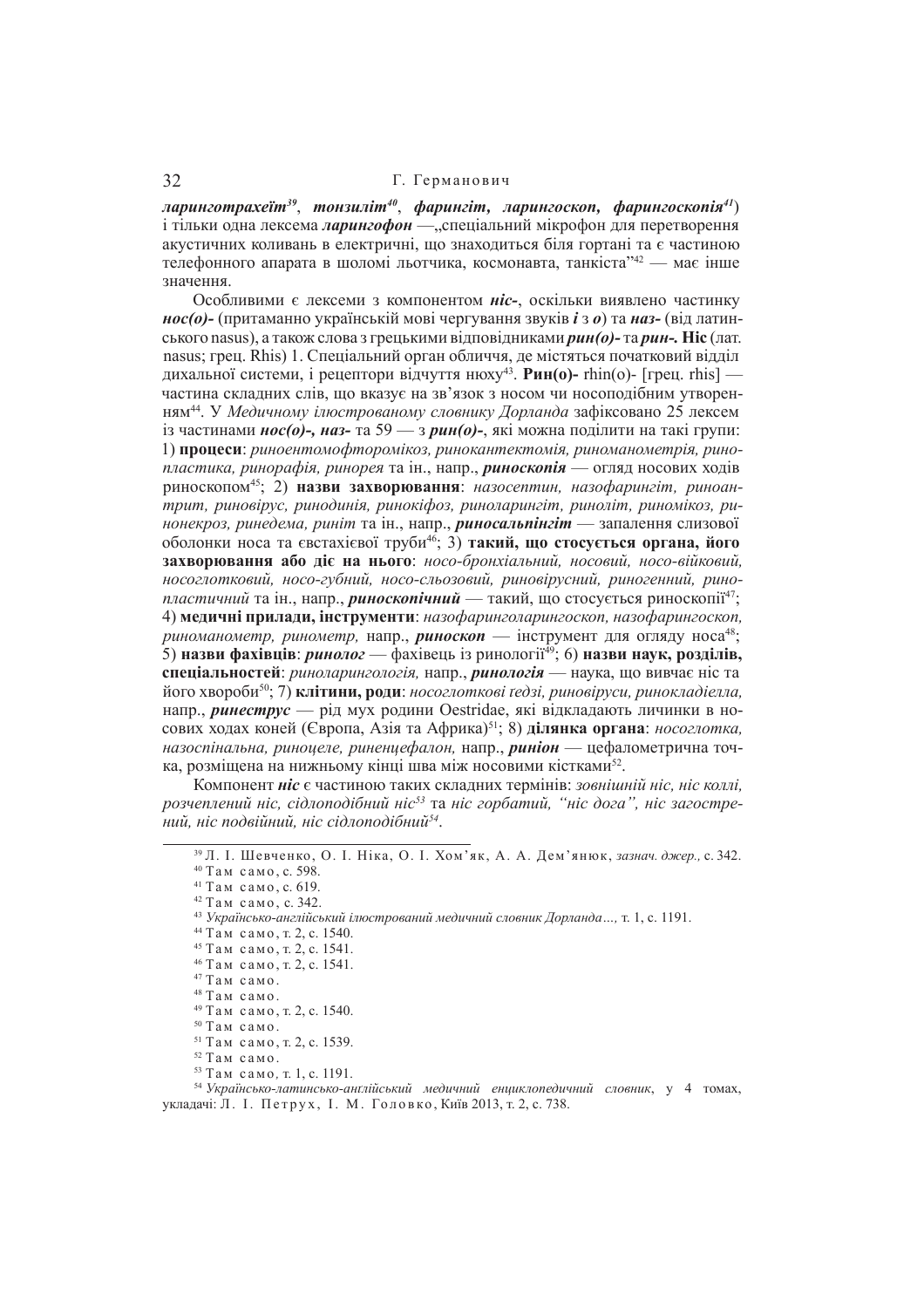***ларинготрахеїт***[39], ***тонзиліт***[40], ***фарингіт, ларингоскоп, фарингоскопія***[41]) і тільки одна лексема ***ларингофон*** —„спеціальний мікрофон для перетворення акустичних коливань в електричні, що знаходиться біля гортані та є частиною телефонного апарата в шоломі льотчика, космонавта, танкіста"[42] — має інше значення.

Особливими є лексеми з компонентом ***ніс-***, оскільки виявлено частинку ***нос(о)-*** (притаманно українській мові чергування звуків ***і*** з ***о***) та ***наз-*** (від латинського nasus), а також слова з грецькими відповідниками ***рин(о)-*** та ***рин-***. **Ніс** (лат. nasus; грец. Rhis) 1. Спеціальний орган обличчя, де містяться початковий відділ дихальної системи, і рецептори відчуття нюху[43]. **Рин(о)-** rhin(o)- [грец. rhis] — частина складних слів, що вказує на зв'язок з носом чи носоподібним утворенням[44]. У *Медичному ілюстрованому словнику Дорланда* зафіксовано 25 лексем із частинами ***нос(о)-, наз-*** та 59 — з ***рин(о)-***, які можна поділити на такі групи: 1) **процеси**: *риноентомофторомікоз, ринокантектомія, риноманометрія, ринопластика, ринорафія, ринорея* та ін., напр., ***риноскопія*** — огляд носових ходів риноскопом[45]; 2) **назви захворювання**: *назосептин, назофарингіт, риноантрит, риновірус, ринодинія, ринокіфоз, риноларингіт, риноліт, риномікоз, ринонекроз, ринедема, риніт* та ін., напр., ***риносальпінгіт*** — запалення слизової оболонки носа та євстахієвої труби[46]; 3) **такий, що стосується органа, його захворювання або діє на нього**: *носо-бронхіальний, носовий, носо-війковий, носоглотковий, носо-губний, носо-сльозовий, риновірусний, риногенний, ринопластичний* та ін., напр., ***риноскопічний*** — такий, що стосується риноскопії[47]; 4) **медичні прилади, інструменти**: *назофаринголарингоскоп, назофарингоскоп, риноманометр, ринометр,* напр., ***риноскоп*** — інструмент для огляду носа[48]; 5) **назви фахівців**: ***ринолог*** — фахівець із ринології[49]; 6) **назви наук, розділів, спеціальностей**: *риноларингологія,* напр., ***ринологія*** — наука, що вивчає ніс та його хвороби[50]; 7) **клітини, роди**: *носоглоткові гедзі, риновіруси, ринокладіелла,* напр., ***ринеструс*** — рід мух родини Oestridae, які відкладають личинки в носових ходах коней (Європа, Азія та Африка)[51]; 8) **ділянка органа**: *носоглотка, назоспінальна, риноцеле, риненцефалон,* напр., ***риніон*** — цефалометрична точка, розміщена на нижньому кінці шва між носовими кістками[52].

Компонент ***ніс*** є частиною таких складних термінів: *зовнішній ніс, ніс коллі, розчеплений ніс, сідлоподібний ніс*[53] та *ніс горбатий, "ніс дога", ніс загострений, ніс подвійний, ніс сідлоподібний*[54].

---

[39] Л. І. Шевченко, О. І. Ніка, О. І. Хом'як, А. А. Дем'янюк, *зазнач. джер.,* с. 342.
[40] Там само, с. 598.
[41] Там само, с. 619.
[42] Там само, с. 342.
[43] *Українсько-англійський ілюстрований медичний словник Дорланда…,* т. 1, с. 1191.
[44] Там само, т. 2, с. 1540.
[45] Там само, т. 2, с. 1541.
[46] Там само, т. 2, с. 1541.
[47] Там само.
[48] Там само.
[49] Там само, т. 2, с. 1540.
[50] Там само.
[51] Там само, т. 2, с. 1539.
[52] Там само.
[53] Там само, т. 1, с. 1191.
[54] *Українсько-латинсько-англійський медичний енциклопедичний словник*, у 4 томах, укладачі: Л. І. Петрух, І. М. Головко, Київ 2013, т. 2, с. 738.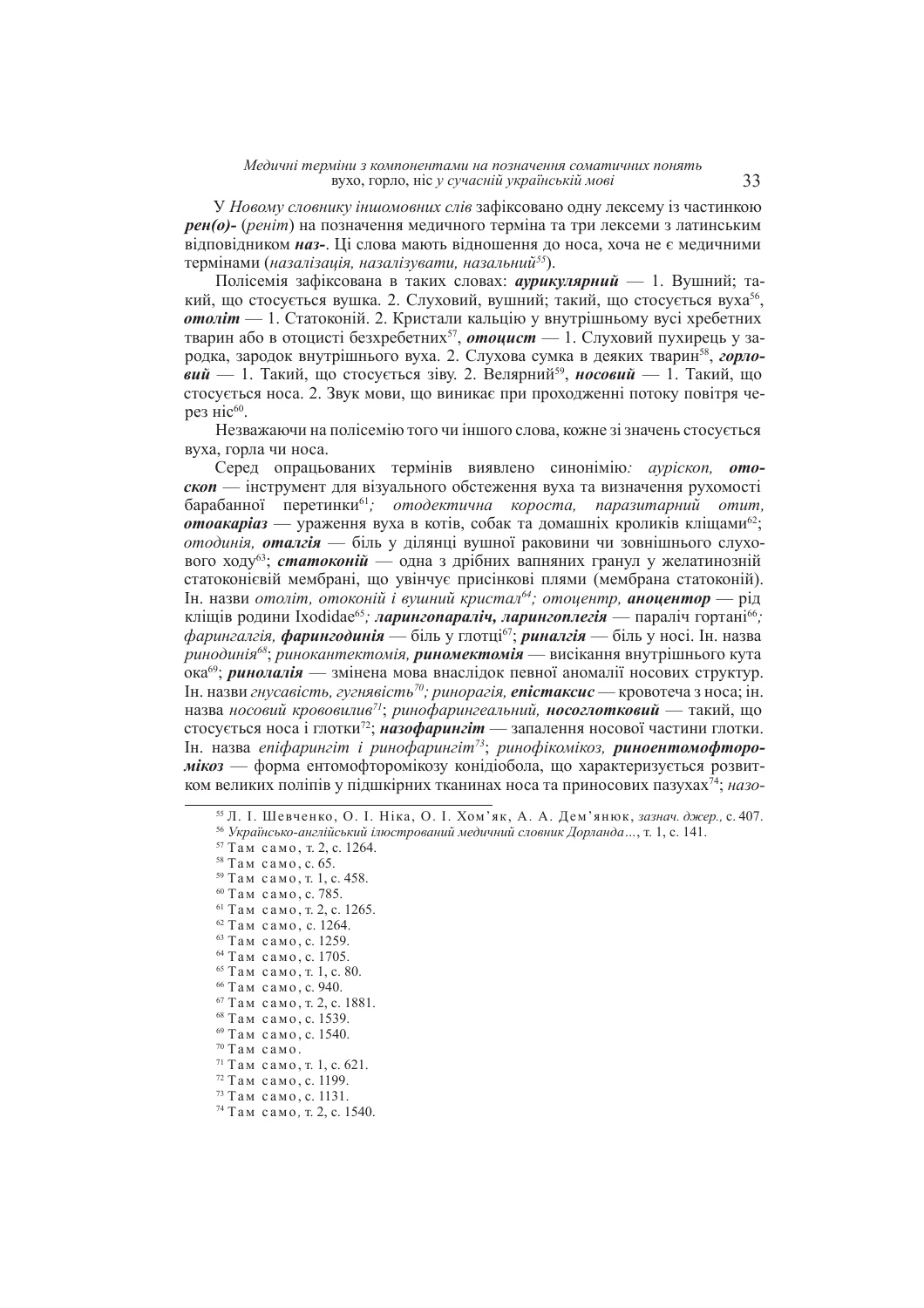У *Новому словнику іншомовних слів* зафіксовано одну лексему із частинкою ***рен(о)-*** (*реніт*) на позначення медичного терміна та три лексеми з латинським відповідником ***наз-***. Ці слова мають відношення до носа, хоча не є медичними термінами (*назалізація, назалізувати, назальний*[55]).

Полісемія зафіксована в таких словах: ***аурикулярний*** — 1. Вушний; такий, що стосується вушка. 2. Слуховий, вушний; такий, що стосується вуха[56], ***отоліт*** — 1. Статоконій. 2. Кристали кальцію у внутрішньому вусі хребетних тварин або в отоцисті безхребетних[57], ***отоцист*** — 1. Слуховий пухирець у зародка, зародок внутрішнього вуха. 2. Слухова сумка в деяких тварин[58], ***горловий*** — 1. Такий, що стосується зіву. 2. Велярний[59], ***носовий*** — 1. Такий, що стосується носа. 2. Звук мови, що виникає при проходженні потоку повітря через ніс[60].

Незважаючи на полісемію того чи іншого слова, кожне зі значень стосується вуха, горла чи носа.

Серед опрацьованих термінів виявлено синонімію*: аурископ,* ***отоскоп*** — інструмент для візуального обстеження вуха та визначення рухомості барабанної перетинки[61]*; отодектична короста, паразитарний отит,* ***отоакаріаз*** — ураження вуха в котів, собак та домашніх кроликів кліщами[62]; *отодинія,* ***оталгія*** — біль у ділянці вушної раковини чи зовнішнього слухового ходу[63]; ***статоконій*** — одна з дрібних вапняних гранул у желатинозній статоконієвій мембрані, що увінчує присінкові плями (мембрана статоконій). Ін. назви *отоліт, отоконій і вушний кристал*[64]*; отоцентр,* ***аноцентор*** — рід кліщів родини Ixodidae[65]*;* ***ларингопараліч, ларингоплегія*** — параліч гортані[66]*; фарингалгія,* ***фарингодинія*** — біль у глотці[67]; ***риналгія*** — біль у носі. Ін. назва *ринодинія*[68]; *ринокантектомія,* ***риномектомія*** — висікання внутрішнього кута ока[69]; ***ринолалія*** — змінена мова внаслідок певної аномалії носових структур. Ін. назви *гнусавість, гугнявість*[70]*; ринорагія,* ***епістаксис*** — кровотеча з носа; ін. назва *носовий крововилив*[71]; *ринофарингеальний,* ***носоглотковий*** — такий, що стосується носа і глотки[72]; ***назофарингіт*** — запалення носової частини глотки. Ін. назва *епіфарингіт і ринофарингіт*[73]; *ринофікомікоз,* ***риноентомофторомікоз*** — форма ентомофторомікозу конідіобола, що характеризується розвитком великих поліпів у підшкірних тканинах носа та приносових пазухах[74]; *назо-*

---

[55] Л. І. Шевченко, О. І. Ніка, О. І. Хом'як, А. А. Дем'янюк, *зазнач. джер.,* с. 407.
[56] *Українсько-англійський ілюстрований медичний словник Дорланда…*, т. 1, с. 141.
[57] Там само, т. 2, с. 1264.
[58] Там само, с. 65.
[59] Там само, т. 1, с. 458.
[60] Там само, с. 785.
[61] Там само, т. 2, с. 1265.
[62] Там само, с. 1264.
[63] Там само, с. 1259.
[64] Там само, с. 1705.
[65] Там само, т. 1, с. 80.
[66] Там само, с. 940.
[67] Там само, т. 2, с. 1881.
[68] Там само, с. 1539.
[69] Там само, с. 1540.
[70] Там само.
[71] Там само, т. 1, с. 621.
[72] Там само, с. 1199.
[73] Там само, с. 1131.
[74] Там само*,* т. 2, с. 1540.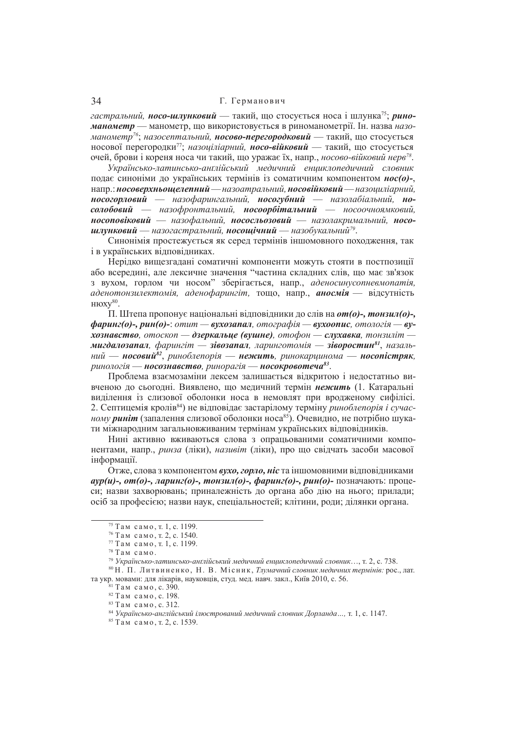*гастральний,* ***носо-шлунковий*** — такий, що стосується носа і шлунка[75]; ***риноманометр*** — манометр, що використовується в риноманометрії. Ін. назва *назоманометр*[76]; *назосептальний,* ***носово-перегородковий*** — такий, що стосується носової перегородки[77]; *назоціліарний,* ***носо-війковий*** — такий, що стосується очей, брови і кореня носа чи такий, що уражає їх, напр., *носово-війковий нерв*[78].

*Українсько-латинсько-англійський медичний енциклопедичний словник* подає синоніми до українських термінів із соматичним компонентом ***нос(о)-***, напр.: ***носоверхньощелепний*** — *назоатральний,* ***носовійковий*** — *назоциліарний,* ***носогорловий*** — *назофарингальний,* ***носогубний*** — *назолабіальний,* ***нослобовий*** — *назофронтальний,* ***носоорбітальний*** — *носоочноямковий,* ***носоповіковий*** — *назофальний,* ***нососльозовий*** — *назолакримальний,* ***носошлунковий*** — *назогастральний,* ***носощічний*** — *назобукальний*[79].

Синонімія простежується як серед термінів іншомовного походження, так і в українських відповідниках.

Нерідко вищезгадані соматичні компоненти можуть стояти в постпозиції або всередині, але лексичне значення "частина складних слів, що має зв'язок з вухом, горлом чи носом" зберігається, напр., *аденосинусопневмопатія, аденотонзилектомія, аденофарингіт,* тощо, напр., ***аносмія*** — відсутність нюху[80].

П. Штепа пропонує національні відповідники до слів на ***от(о)-, тонзил(о)-, фаринг(о)-, рин(о)-***: *отит* — ***вухозапал****, отографія* — ***вухоопис****, отологія* — ***вухознавство****, отоскоп* — ***дзеркальце (вушне)****, отофон* — ***слухавка****, тонзиліт* — ***мигдалозапал****, фарингіт* — ***зівозапал****, ларинготомія* — ***зіворостин***[81], *назальний* — ***носовий***[82], *риноблепорія* — ***нежить****, ринокарцинома* — ***носопістряк****, ринологія* — ***носознавство****, ринорагія* — ***носокровотеча***[83].

Проблема взаємозаміни лексем залишається відкритою і недостатньо вивченою до сьогодні. Виявлено, що медичний термін ***нежить*** (1. Катаральні виділення із слизової оболонки носа в немовлят при вродженому сифілісі. 2. Септицемія кролів[84]) не відповідає застарілому терміну *риноблепорія і сучасному* ***риніт*** (запалення слизової оболонки носа[85]). Очевидно, не потрібно шукати міжнародним загальновживаним термінам українських відповідників.

Нині активно вживаються слова з опрацьованими соматичними компонентами, напр., *ринза* (ліки), *називіт* (ліки), про що свідчать засоби масової інформації.

Отже, слова з компонентом ***вухо, горло, ніс*** та іншомовними відповідниками ***аур(и)-, от(о)-, ларинг(о)-, тонзил(о)-, фаринг(о)-, рин(о)-*** позначають: процеси; назви захворювань; приналежність до органа або дію на нього; прилади; осіб за професією; назви наук, спеціальностей; клітини, роди; ділянки органа.

---

[75] Там само, т. 1, с. 1199.

[76] Там само, т. 2, с. 1540.

[77] Там само, т. 1, с. 1199.

[78] Там само.

[79] *Українсько-латинсько-англійський медичний енциклопедичний словник*…, т. 2, с. 738.

[80] Н. П. Литвиненко, Н. В. Місник, *Тлумачний словник медичних термінів:* рос., лат. та укр. мовами: для лікарів, науковців, студ. мед. навч. закл., Київ 2010, с. 56.

[81] Там само, с. 390.

[82] Там само, с. 198.

[83] Там само, с. 312.

[84] *Українсько-англійський ілюстрований медичний словник Дорланда…*, т. 1, с. 1147.

[85] Там само, т. 2, с. 1539.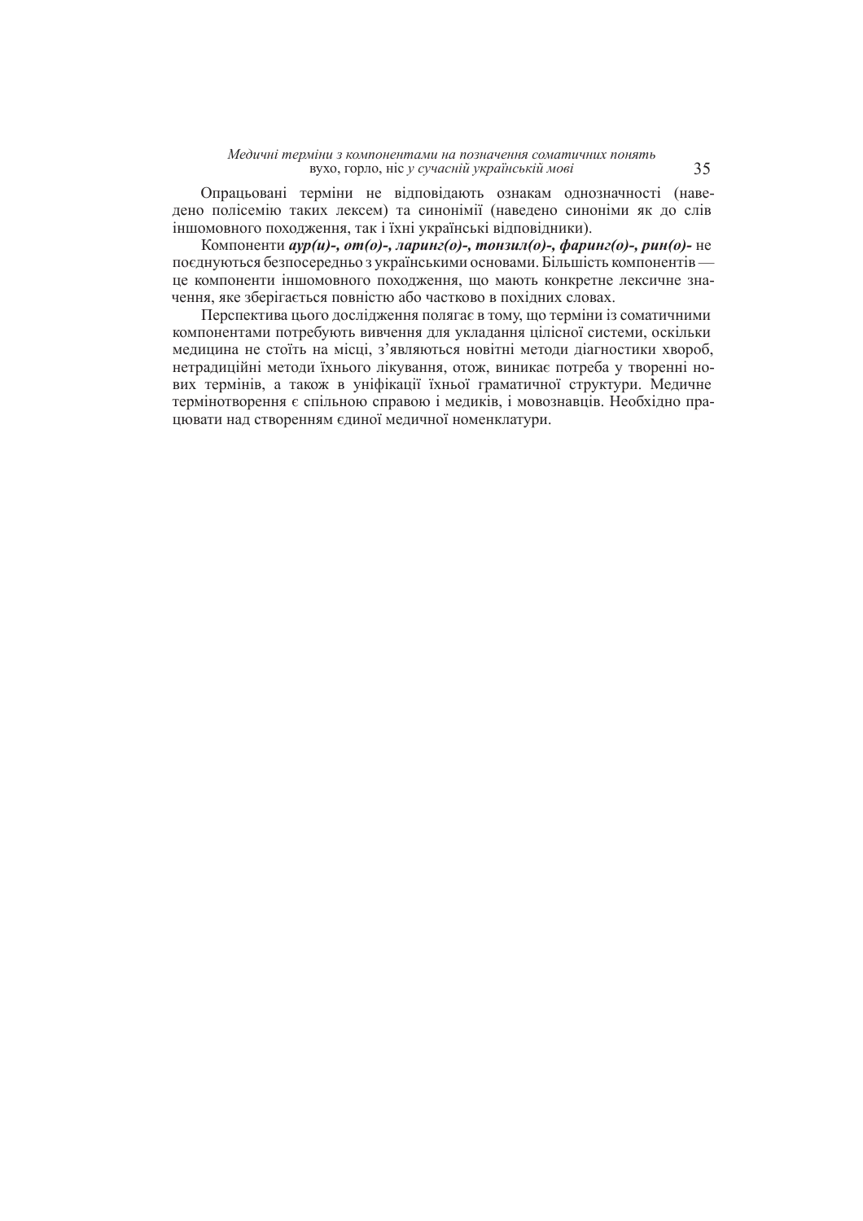Опрацьовані терміни не відповідають ознакам однозначності (наведено полісемію таких лексем) та синонімії (наведено синоніми як до слів іншомовного походження, так і їхні українські відповідники).

Компоненти ***аур(и)-, от(о)-, ларинг(о)-, тонзил(о)-, фаринг(о)-, рин(о)-*** не поєднуються безпосередньо з українськими основами. Більшість компонентів — це компоненти іншомовного походження, що мають конкретне лексичне значення, яке зберігається повністю або частково в похідних словах.

Перспектива цього дослідження полягає в тому, що терміни із соматичними компонентами потребують вивчення для укладання цілісної системи, оскільки медицина не стоїть на місці, з'являються новітні методи діагностики хвороб, нетрадиційні методи їхнього лікування, отож, виникає потреба у творенні нових термінів, а також в уніфікації їхньої граматичної структури. Медичне термінотворення є спільною справою і медиків, і мовознавців. Необхідно працювати над створенням єдиної медичної номенклатури.